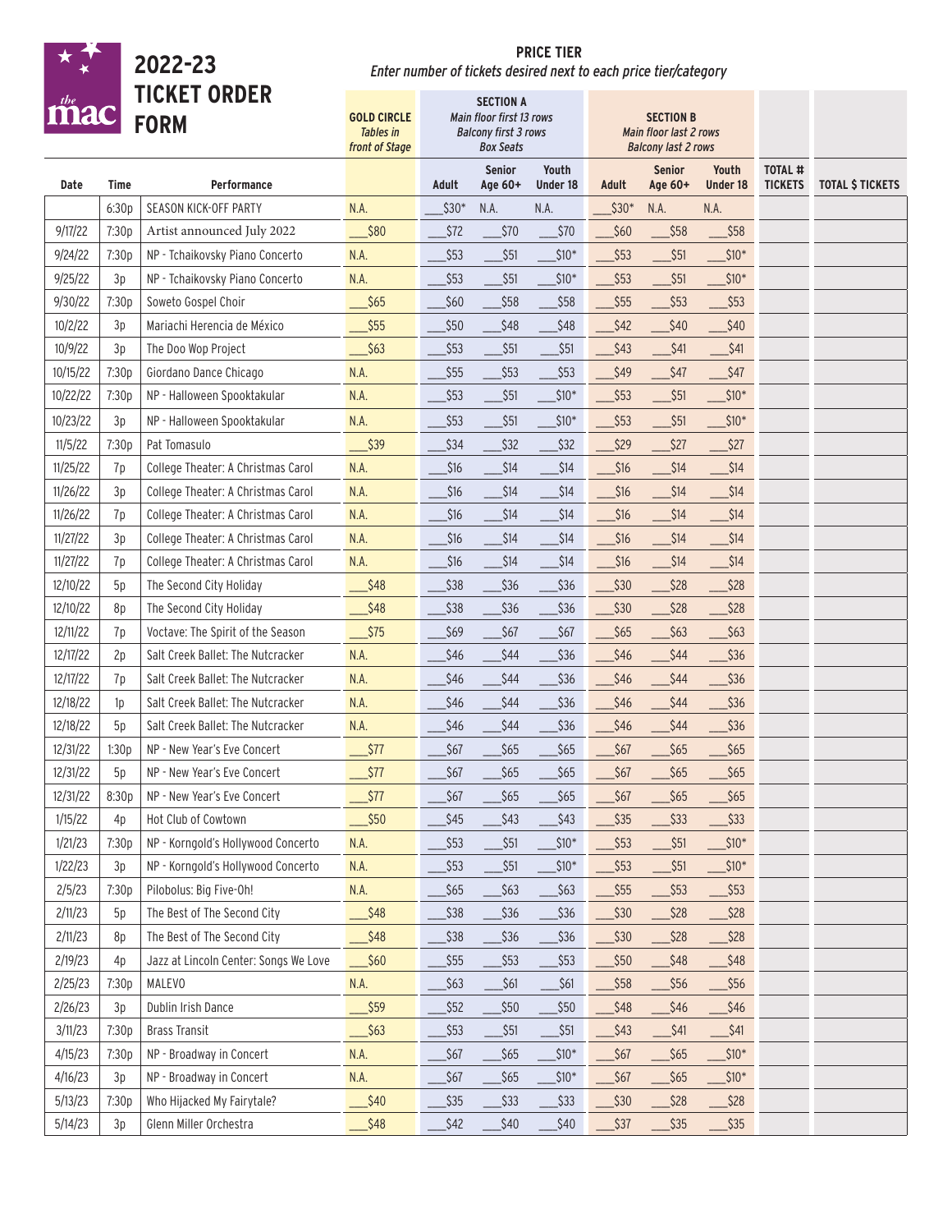# 2022-23 TICKET ORDER FORM

**PRICE TIER**
*Enter number of tickets desired next to each price tier/category*

| | | | **GOLD CIRCLE** *Tables in front of Stage* | **SECTION A** *Main floor first 13 rows Balcony first 3 rows Box Seats* | | | **SECTION B** *Main floor last 2 rows Balcony last 2 rows* | | | | |
|---|---|---|---|---|---|---|---|---|---|---|---|
| **Date** | **Time** | **Performance** | | **Adult** | **Senior Age 60+** | **Youth Under 18** | **Adult** | **Senior Age 60+** | **Youth Under 18** | **TOTAL # TICKETS** | **TOTAL $ TICKETS** |
| | 6:30p | SEASON KICK-OFF PARTY | N.A. | ___$30* | N.A. | N.A. | ___$30* | N.A. | N.A. | | |
| 9/17/22 | 7:30p | Artist announced July 2022 | ___$80 | ___$72 | ___$70 | ___$70 | ___$60 | ___$58 | ___$58 | | |
| 9/24/22 | 7:30p | NP - Tchaikovsky Piano Concerto | N.A. | ___$53 | ___$51 | ___$10* | ___$53 | ___$51 | ___$10* | | |
| 9/25/22 | 3p | NP - Tchaikovsky Piano Concerto | N.A. | ___$53 | ___$51 | ___$10* | ___$53 | ___$51 | ___$10* | | |
| 9/30/22 | 7:30p | Soweto Gospel Choir | ___$65 | ___$60 | ___$58 | ___$58 | ___$55 | ___$53 | ___$53 | | |
| 10/2/22 | 3p | Mariachi Herencia de México | ___$55 | ___$50 | ___$48 | ___$48 | ___$42 | ___$40 | ___$40 | | |
| 10/9/22 | 3p | The Doo Wop Project | ___$63 | ___$53 | ___$51 | ___$51 | ___$43 | ___$41 | ___$41 | | |
| 10/15/22 | 7:30p | Giordano Dance Chicago | N.A. | ___$55 | ___$53 | ___$53 | ___$49 | ___$47 | ___$47 | | |
| 10/22/22 | 7:30p | NP - Halloween Spooktakular | N.A. | ___$53 | ___$51 | ___$10* | ___$53 | ___$51 | ___$10* | | |
| 10/23/22 | 3p | NP - Halloween Spooktakular | N.A. | ___$53 | ___$51 | ___$10* | ___$53 | ___$51 | ___$10* | | |
| 11/5/22 | 7:30p | Pat Tomasulo | ___$39 | ___$34 | ___$32 | ___$32 | ___$29 | ___$27 | ___$27 | | |
| 11/25/22 | 7p | College Theater: A Christmas Carol | N.A. | ___$16 | ___$14 | ___$14 | ___$16 | ___$14 | ___$14 | | |
| 11/26/22 | 3p | College Theater: A Christmas Carol | N.A. | ___$16 | ___$14 | ___$14 | ___$16 | ___$14 | ___$14 | | |
| 11/26/22 | 7p | College Theater: A Christmas Carol | N.A. | ___$16 | ___$14 | ___$14 | ___$16 | ___$14 | ___$14 | | |
| 11/27/22 | 3p | College Theater: A Christmas Carol | N.A. | ___$16 | ___$14 | ___$14 | ___$16 | ___$14 | ___$14 | | |
| 11/27/22 | 7p | College Theater: A Christmas Carol | N.A. | ___$16 | ___$14 | ___$14 | ___$16 | ___$14 | ___$14 | | |
| 12/10/22 | 5p | The Second City Holiday | ___$48 | ___$38 | ___$36 | ___$36 | ___$30 | ___$28 | ___$28 | | |
| 12/10/22 | 8p | The Second City Holiday | ___$48 | ___$38 | ___$36 | ___$36 | ___$30 | ___$28 | ___$28 | | |
| 12/11/22 | 7p | Voctave: The Spirit of the Season | ___$75 | ___$69 | ___$67 | ___$67 | ___$65 | ___$63 | ___$63 | | |
| 12/17/22 | 2p | Salt Creek Ballet: The Nutcracker | N.A. | ___$46 | ___$44 | ___$36 | ___$46 | ___$44 | ___$36 | | |
| 12/17/22 | 7p | Salt Creek Ballet: The Nutcracker | N.A. | ___$46 | ___$44 | ___$36 | ___$46 | ___$44 | ___$36 | | |
| 12/18/22 | 1p | Salt Creek Ballet: The Nutcracker | N.A. | ___$46 | ___$44 | ___$36 | ___$46 | ___$44 | ___$36 | | |
| 12/18/22 | 5p | Salt Creek Ballet: The Nutcracker | N.A. | ___$46 | ___$44 | ___$36 | ___$46 | ___$44 | ___$36 | | |
| 12/31/22 | 1:30p | NP - New Year's Eve Concert | ___$77 | ___$67 | ___$65 | ___$65 | ___$67 | ___$65 | ___$65 | | |
| 12/31/22 | 5p | NP - New Year's Eve Concert | ___$77 | ___$67 | ___$65 | ___$65 | ___$67 | ___$65 | ___$65 | | |
| 12/31/22 | 8:30p | NP - New Year's Eve Concert | ___$77 | ___$67 | ___$65 | ___$65 | ___$67 | ___$65 | ___$65 | | |
| 1/15/22 | 4p | Hot Club of Cowtown | ___$50 | ___$45 | ___$43 | ___$43 | ___$35 | ___$33 | ___$33 | | |
| 1/21/23 | 7:30p | NP - Korngold's Hollywood Concerto | N.A. | ___$53 | ___$51 | ___$10* | ___$53 | ___$51 | ___$10* | | |
| 1/22/23 | 3p | NP - Korngold's Hollywood Concerto | N.A. | ___$53 | ___$51 | ___$10* | ___$53 | ___$51 | ___$10* | | |
| 2/5/23 | 7:30p | Pilobolus: Big Five-Oh! | N.A. | ___$65 | ___$63 | ___$63 | ___$55 | ___$53 | ___$53 | | |
| 2/11/23 | 5p | The Best of The Second City | ___$48 | ___$38 | ___$36 | ___$36 | ___$30 | ___$28 | ___$28 | | |
| 2/11/23 | 8p | The Best of The Second City | ___$48 | ___$38 | ___$36 | ___$36 | ___$30 | ___$28 | ___$28 | | |
| 2/19/23 | 4p | Jazz at Lincoln Center: Songs We Love | ___$60 | ___$55 | ___$53 | ___$53 | ___$50 | ___$48 | ___$48 | | |
| 2/25/23 | 7:30p | MALEVO | N.A. | ___$63 | ___$61 | ___$61 | ___$58 | ___$56 | ___$56 | | |
| 2/26/23 | 3p | Dublin Irish Dance | ___$59 | ___$52 | ___$50 | ___$50 | ___$48 | ___$46 | ___$46 | | |
| 3/11/23 | 7:30p | Brass Transit | ___$63 | ___$53 | ___$51 | ___$51 | ___$43 | ___$41 | ___$41 | | |
| 4/15/23 | 7:30p | NP - Broadway in Concert | N.A. | ___$67 | ___$65 | ___$10* | ___$67 | ___$65 | ___$10* | | |
| 4/16/23 | 3p | NP - Broadway in Concert | N.A. | ___$67 | ___$65 | ___$10* | ___$67 | ___$65 | ___$10* | | |
| 5/13/23 | 7:30p | Who Hijacked My Fairytale? | ___$40 | ___$35 | ___$33 | ___$33 | ___$30 | ___$28 | ___$28 | | |
| 5/14/23 | 3p | Glenn Miller Orchestra | ___$48 | ___$42 | ___$40 | ___$40 | ___$37 | ___$35 | ___$35 | | |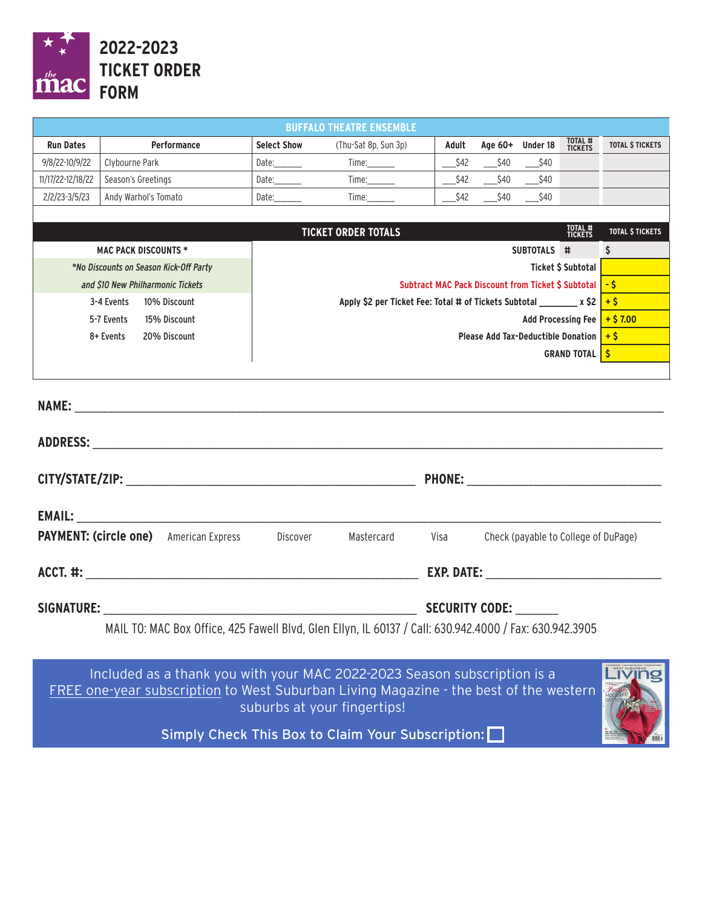# 2022-2023 TICKET ORDER FORM

| BUFFALO THEATRE ENSEMBLE | | | | | | | | |
|---|---|---|---|---|---|---|---|---|
| Run Dates | Performance | Select Show | (Thu-Sat 8p, Sun 3p) | Adult | Age 60+ | Under 18 | TOTAL # TICKETS | TOTAL $ TICKETS |
| 9/8/22-10/9/22 | Clybourne Park | Date:______ | Time:______ | ___$42 | ___$40 | ___$40 | | |
| 11/17/22-12/18/22 | Season's Greetings | Date:______ | Time:______ | ___$42 | ___$40 | ___$40 | | |
| 2/2/23-3/5/23 | Andy Warhol's Tomato | Date:______ | Time:______ | ___$42 | ___$40 | ___$40 | | |

| MAC PACK DISCOUNTS * | TICKET ORDER TOTALS | TOTAL # TICKETS | TOTAL $ TICKETS |
|---|---|---|---|
| *No Discounts on Season Kick-Off Party and $10 New Philharmonic Tickets | SUBTOTALS | # | $ |
| 3-4 Events 10% Discount | Ticket $ Subtotal | | |
| 5-7 Events 15% Discount | Subtract MAC Pack Discount from Ticket $ Subtotal | | - $ |
| 8+ Events 20% Discount | Apply $2 per Ticket Fee: Total # of Tickets Subtotal ________ x $2 | | + $ |
| | Add Processing Fee | | + $ 7.00 |
| | Please Add Tax-Deductible Donation | | + $ |
| | GRAND TOTAL | | $ |

**NAME:** ____________________________________________

**ADDRESS:** ____________________________________________

**CITY/STATE/ZIP:** ______________________ **PHONE:** ______________________

**EMAIL:** ____________________________________________

**PAYMENT: (circle one)** American Express Discover Mastercard Visa Check (payable to College of DuPage)

**ACCT. #:** ______________________ **EXP. DATE:** ______________________

**SIGNATURE:** ______________________ **SECURITY CODE:** _______

MAIL TO: MAC Box Office, 425 Fawell Blvd, Glen Ellyn, IL 60137 / Call: 630.942.4000 / Fax: 630.942.3905

Included as a thank you with your MAC 2022-2023 Season subscription is a FREE one-year subscription to West Suburban Living Magazine - the best of the western suburbs at your fingertips!

Simply Check This Box to Claim Your Subscription: ☐